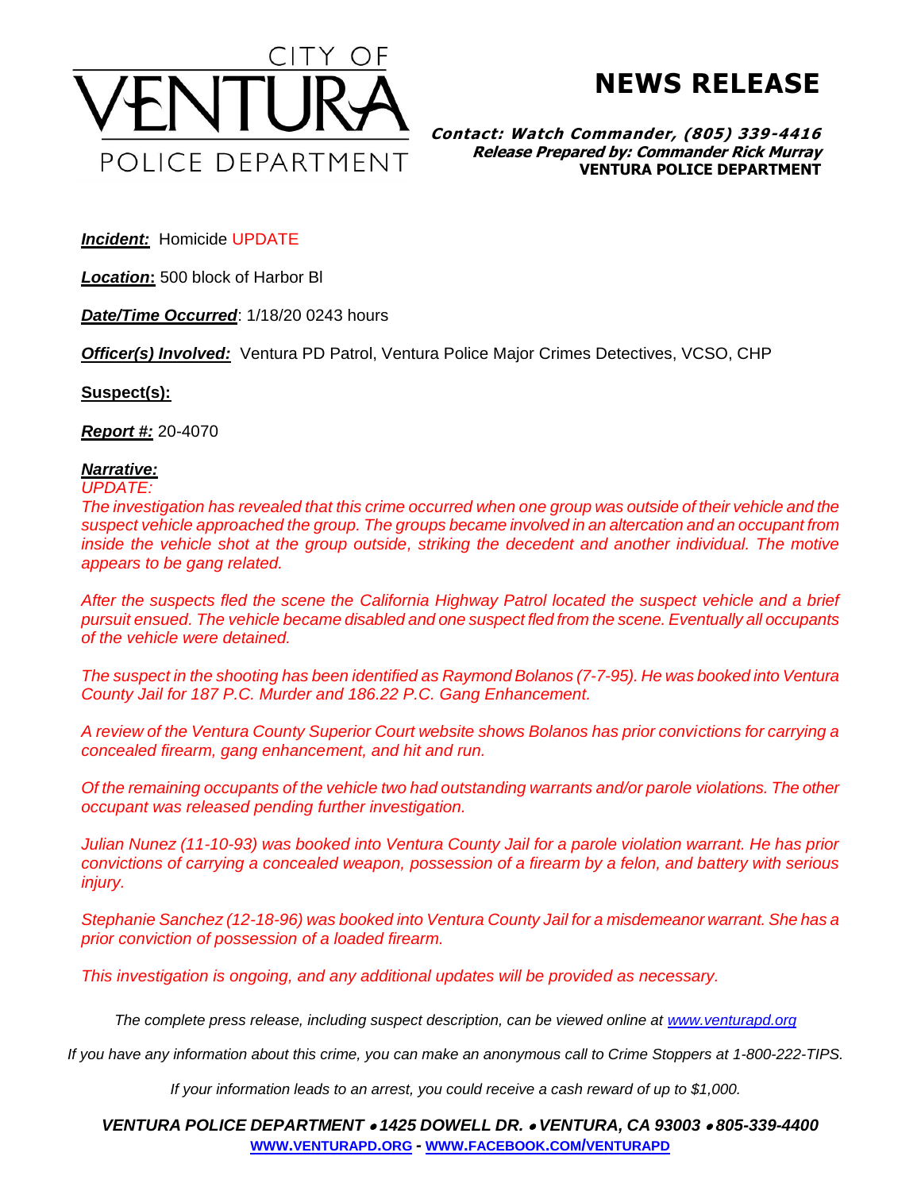CITY OF
# VENTURA
POLICE DEPARTMENT

# NEWS RELEASE

***Contact: Watch Commander, (805) 339-4416***
***Release Prepared by: Commander Rick Murray***
**VENTURA POLICE DEPARTMENT**

***Incident:*** Homicide UPDATE

***Location*:** 500 block of Harbor Bl

***Date/Time Occurred***: 1/18/20 0243 hours

***Officer(s) Involved:*** Ventura PD Patrol, Ventura Police Major Crimes Detectives, VCSO, CHP

**Suspect(s):**

***Report #:*** 20-4070

***Narrative:***

*UPDATE:*

*The investigation has revealed that this crime occurred when one group was outside of their vehicle and the suspect vehicle approached the group. The groups became involved in an altercation and an occupant from inside the vehicle shot at the group outside, striking the decedent and another individual. The motive appears to be gang related.*

*After the suspects fled the scene the California Highway Patrol located the suspect vehicle and a brief pursuit ensued. The vehicle became disabled and one suspect fled from the scene. Eventually all occupants of the vehicle were detained.*

*The suspect in the shooting has been identified as Raymond Bolanos (7-7-95). He was booked into Ventura County Jail for 187 P.C. Murder and 186.22 P.C. Gang Enhancement.*

*A review of the Ventura County Superior Court website shows Bolanos has prior convictions for carrying a concealed firearm, gang enhancement, and hit and run.*

*Of the remaining occupants of the vehicle two had outstanding warrants and/or parole violations. The other occupant was released pending further investigation.*

*Julian Nunez (11-10-93) was booked into Ventura County Jail for a parole violation warrant. He has prior convictions of carrying a concealed weapon, possession of a firearm by a felon, and battery with serious injury.*

*Stephanie Sanchez (12-18-96) was booked into Ventura County Jail for a misdemeanor warrant. She has a prior conviction of possession of a loaded firearm.*

*This investigation is ongoing, and any additional updates will be provided as necessary.*

*The complete press release, including suspect description, can be viewed online at [www.venturapd.org](http://www.venturapd.org)*

*If you have any information about this crime, you can make an anonymous call to Crime Stoppers at 1-800-222-TIPS.*

*If your information leads to an arrest, you could receive a cash reward of up to $1,000.*

***VENTURA POLICE DEPARTMENT • 1425 DOWELL DR. • VENTURA, CA 93003 • 805-339-4400***
**[WWW.VENTURAPD.ORG](http://www.venturapd.org) - [WWW.FACEBOOK.COM/VENTURAPD](http://www.facebook.com/venturapd)**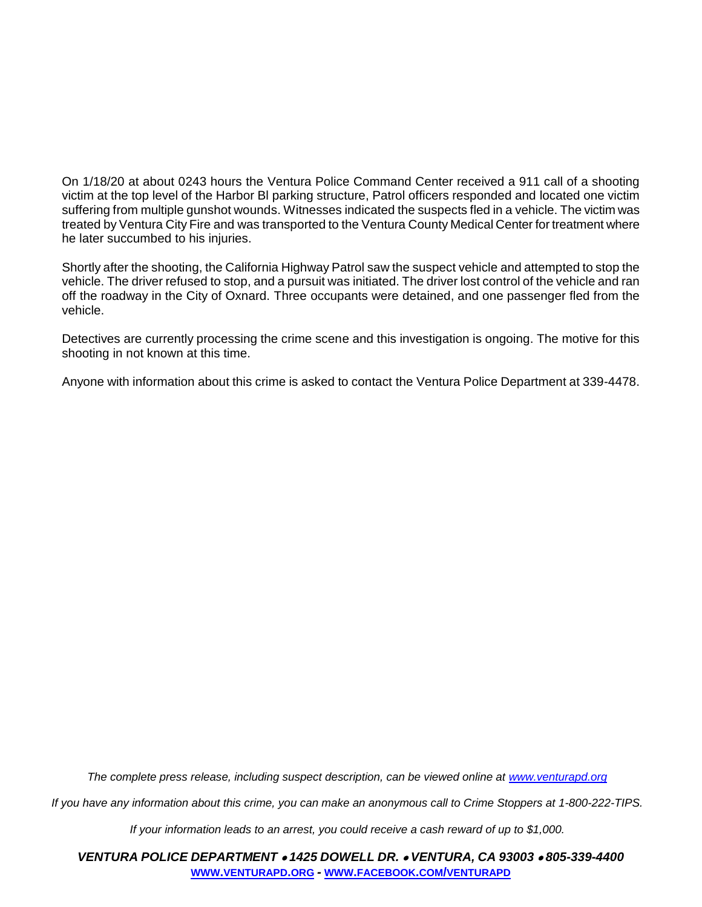On 1/18/20 at about 0243 hours the Ventura Police Command Center received a 911 call of a shooting victim at the top level of the Harbor Bl parking structure, Patrol officers responded and located one victim suffering from multiple gunshot wounds. Witnesses indicated the suspects fled in a vehicle. The victim was treated by Ventura City Fire and was transported to the Ventura County Medical Center for treatment where he later succumbed to his injuries.

Shortly after the shooting, the California Highway Patrol saw the suspect vehicle and attempted to stop the vehicle. The driver refused to stop, and a pursuit was initiated. The driver lost control of the vehicle and ran off the roadway in the City of Oxnard. Three occupants were detained, and one passenger fled from the vehicle.

Detectives are currently processing the crime scene and this investigation is ongoing. The motive for this shooting in not known at this time.

Anyone with information about this crime is asked to contact the Ventura Police Department at 339-4478.

*The complete press release, including suspect description, can be viewed online at [www.venturapd.org](http://www.venturapd.org)*

*If you have any information about this crime, you can make an anonymous call to Crime Stoppers at 1-800-222-TIPS.*

*If your information leads to an arrest, you could receive a cash reward of up to $1,000.*

***VENTURA POLICE DEPARTMENT • 1425 DOWELL DR. • VENTURA, CA 93003 • 805-339-4400***

**[WWW.VENTURAPD.ORG](http://www.venturapd.org) - [WWW.FACEBOOK.COM/VENTURAPD](http://www.facebook.com/venturapd)**